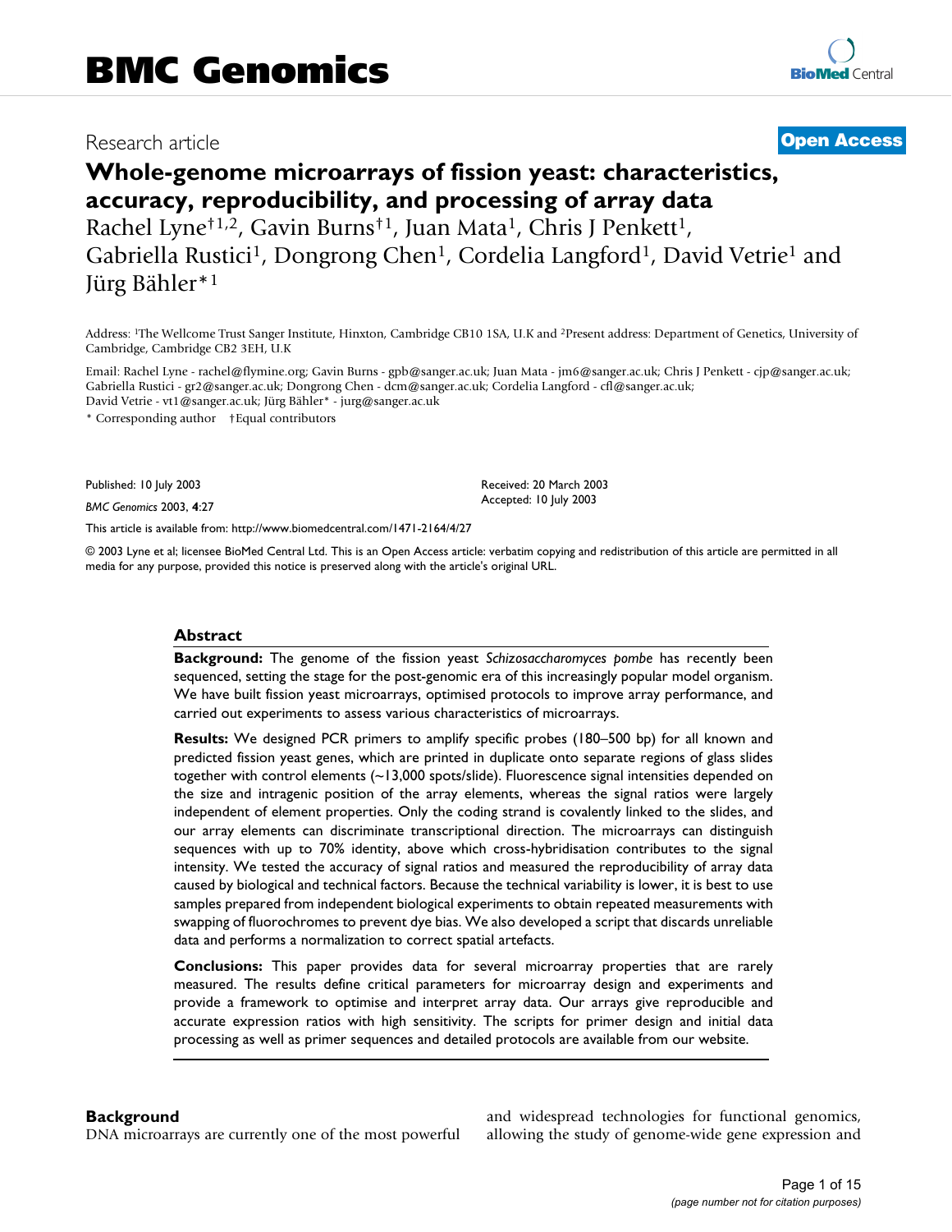# BMC Genomics

Research article

**Open Access**

# Whole-genome microarrays of fission yeast: characteristics, accuracy, reproducibility, and processing of array data

Rachel Lyne†[1,2], Gavin Burns†[1], Juan Mata[1], Chris J Penkett[1], Gabriella Rustici[1], Dongrong Chen[1], Cordelia Langford[1], David Vetrie[1] and Jürg Bähler*[1]

Address: [1]The Wellcome Trust Sanger Institute, Hinxton, Cambridge CB10 1SA, U.K and [2]Present address: Department of Genetics, University of Cambridge, Cambridge CB2 3EH, U.K

Email: Rachel Lyne - rachel@flymine.org; Gavin Burns - gpb@sanger.ac.uk; Juan Mata - jm6@sanger.ac.uk; Chris J Penkett - cjp@sanger.ac.uk; Gabriella Rustici - gr2@sanger.ac.uk; Dongrong Chen - dcm@sanger.ac.uk; Cordelia Langford - cfl@sanger.ac.uk; David Vetrie - vt1@sanger.ac.uk; Jürg Bähler* - jurg@sanger.ac.uk

\* Corresponding author †Equal contributors

Published: 10 July 2003

*BMC Genomics* 2003, **4**:27

Received: 20 March 2003
Accepted: 10 July 2003

This article is available from: http://www.biomedcentral.com/1471-2164/4/27

© 2003 Lyne et al; licensee BioMed Central Ltd. This is an Open Access article: verbatim copying and redistribution of this article are permitted in all media for any purpose, provided this notice is preserved along with the article's original URL.

## Abstract

**Background:** The genome of the fission yeast *Schizosaccharomyces pombe* has recently been sequenced, setting the stage for the post-genomic era of this increasingly popular model organism. We have built fission yeast microarrays, optimised protocols to improve array performance, and carried out experiments to assess various characteristics of microarrays.

**Results:** We designed PCR primers to amplify specific probes (180–500 bp) for all known and predicted fission yeast genes, which are printed in duplicate onto separate regions of glass slides together with control elements (~13,000 spots/slide). Fluorescence signal intensities depended on the size and intragenic position of the array elements, whereas the signal ratios were largely independent of element properties. Only the coding strand is covalently linked to the slides, and our array elements can discriminate transcriptional direction. The microarrays can distinguish sequences with up to 70% identity, above which cross-hybridisation contributes to the signal intensity. We tested the accuracy of signal ratios and measured the reproducibility of array data caused by biological and technical factors. Because the technical variability is lower, it is best to use samples prepared from independent biological experiments to obtain repeated measurements with swapping of fluorochromes to prevent dye bias. We also developed a script that discards unreliable data and performs a normalization to correct spatial artefacts.

**Conclusions:** This paper provides data for several microarray properties that are rarely measured. The results define critical parameters for microarray design and experiments and provide a framework to optimise and interpret array data. Our arrays give reproducible and accurate expression ratios with high sensitivity. The scripts for primer design and initial data processing as well as primer sequences and detailed protocols are available from our website.

## Background

DNA microarrays are currently one of the most powerful and widespread technologies for functional genomics, allowing the study of genome-wide gene expression and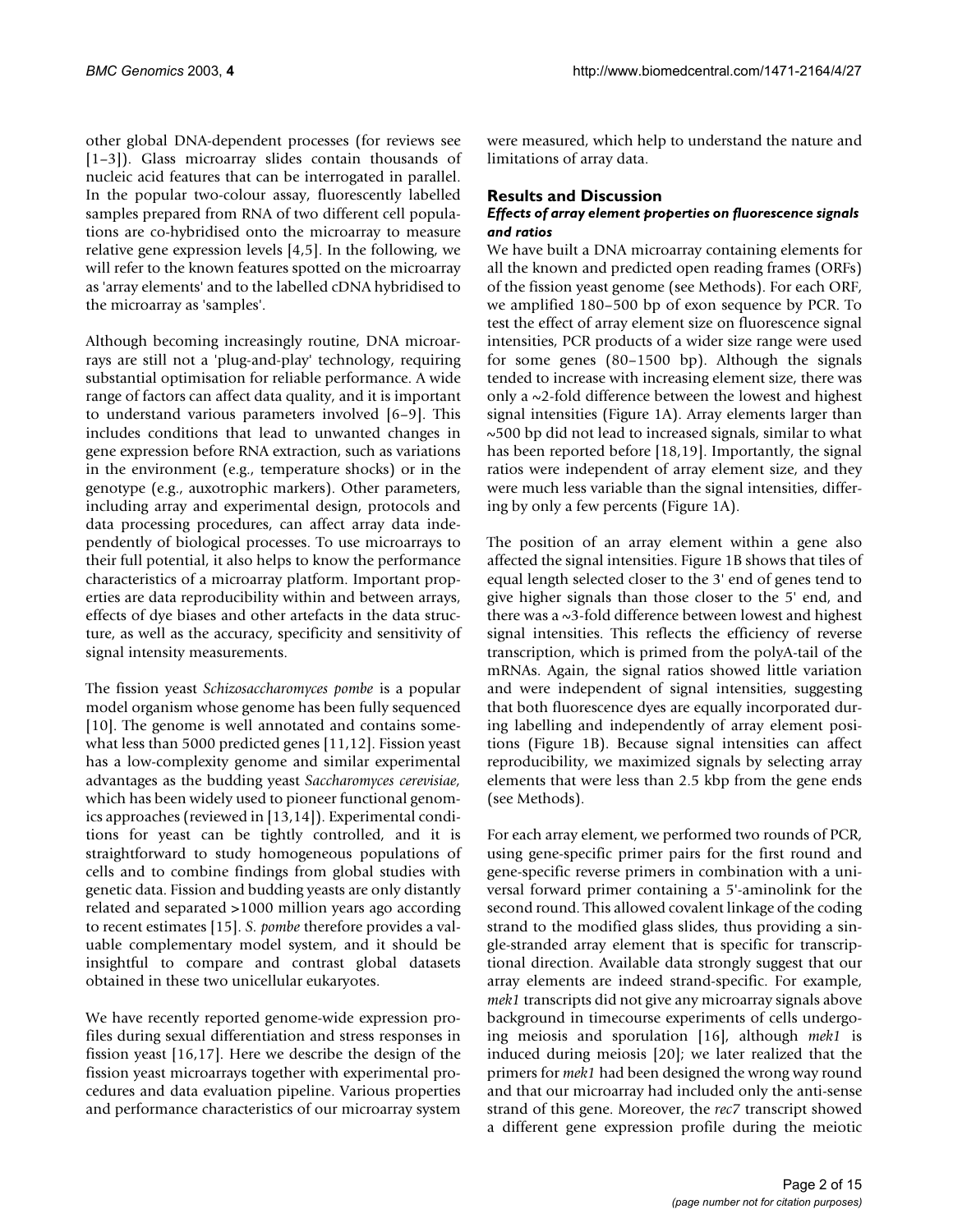other global DNA-dependent processes (for reviews see [1–3]). Glass microarray slides contain thousands of nucleic acid features that can be interrogated in parallel. In the popular two-colour assay, fluorescently labelled samples prepared from RNA of two different cell populations are co-hybridised onto the microarray to measure relative gene expression levels [4,5]. In the following, we will refer to the known features spotted on the microarray as 'array elements' and to the labelled cDNA hybridised to the microarray as 'samples'.

Although becoming increasingly routine, DNA microarrays are still not a 'plug-and-play' technology, requiring substantial optimisation for reliable performance. A wide range of factors can affect data quality, and it is important to understand various parameters involved [6–9]. This includes conditions that lead to unwanted changes in gene expression before RNA extraction, such as variations in the environment (e.g., temperature shocks) or in the genotype (e.g., auxotrophic markers). Other parameters, including array and experimental design, protocols and data processing procedures, can affect array data independently of biological processes. To use microarrays to their full potential, it also helps to know the performance characteristics of a microarray platform. Important properties are data reproducibility within and between arrays, effects of dye biases and other artefacts in the data structure, as well as the accuracy, specificity and sensitivity of signal intensity measurements.

The fission yeast *Schizosaccharomyces pombe* is a popular model organism whose genome has been fully sequenced [10]. The genome is well annotated and contains somewhat less than 5000 predicted genes [11,12]. Fission yeast has a low-complexity genome and similar experimental advantages as the budding yeast *Saccharomyces cerevisiae,* which has been widely used to pioneer functional genomics approaches (reviewed in [13,14]). Experimental conditions for yeast can be tightly controlled, and it is straightforward to study homogeneous populations of cells and to combine findings from global studies with genetic data. Fission and budding yeasts are only distantly related and separated >1000 million years ago according to recent estimates [15]. *S. pombe* therefore provides a valuable complementary model system, and it should be insightful to compare and contrast global datasets obtained in these two unicellular eukaryotes.

We have recently reported genome-wide expression profiles during sexual differentiation and stress responses in fission yeast [16,17]. Here we describe the design of the fission yeast microarrays together with experimental procedures and data evaluation pipeline. Various properties and performance characteristics of our microarray system were measured, which help to understand the nature and limitations of array data.

## Results and Discussion

### *Effects of array element properties on fluorescence signals and ratios*

We have built a DNA microarray containing elements for all the known and predicted open reading frames (ORFs) of the fission yeast genome (see Methods). For each ORF, we amplified 180–500 bp of exon sequence by PCR. To test the effect of array element size on fluorescence signal intensities, PCR products of a wider size range were used for some genes (80–1500 bp). Although the signals tended to increase with increasing element size, there was only a ~2-fold difference between the lowest and highest signal intensities (Figure 1A). Array elements larger than ~500 bp did not lead to increased signals, similar to what has been reported before [18,19]. Importantly, the signal ratios were independent of array element size, and they were much less variable than the signal intensities, differing by only a few percents (Figure 1A).

The position of an array element within a gene also affected the signal intensities. Figure 1B shows that tiles of equal length selected closer to the 3' end of genes tend to give higher signals than those closer to the 5' end, and there was a ~3-fold difference between lowest and highest signal intensities. This reflects the efficiency of reverse transcription, which is primed from the polyA-tail of the mRNAs. Again, the signal ratios showed little variation and were independent of signal intensities, suggesting that both fluorescence dyes are equally incorporated during labelling and independently of array element positions (Figure 1B). Because signal intensities can affect reproducibility, we maximized signals by selecting array elements that were less than 2.5 kbp from the gene ends (see Methods).

For each array element, we performed two rounds of PCR, using gene-specific primer pairs for the first round and gene-specific reverse primers in combination with a universal forward primer containing a 5'-aminolink for the second round. This allowed covalent linkage of the coding strand to the modified glass slides, thus providing a single-stranded array element that is specific for transcriptional direction. Available data strongly suggest that our array elements are indeed strand-specific. For example, *mek1* transcripts did not give any microarray signals above background in timecourse experiments of cells undergoing meiosis and sporulation [16], although *mek1* is induced during meiosis [20]; we later realized that the primers for *mek1* had been designed the wrong way round and that our microarray had included only the anti-sense strand of this gene. Moreover, the *rec7* transcript showed a different gene expression profile during the meiotic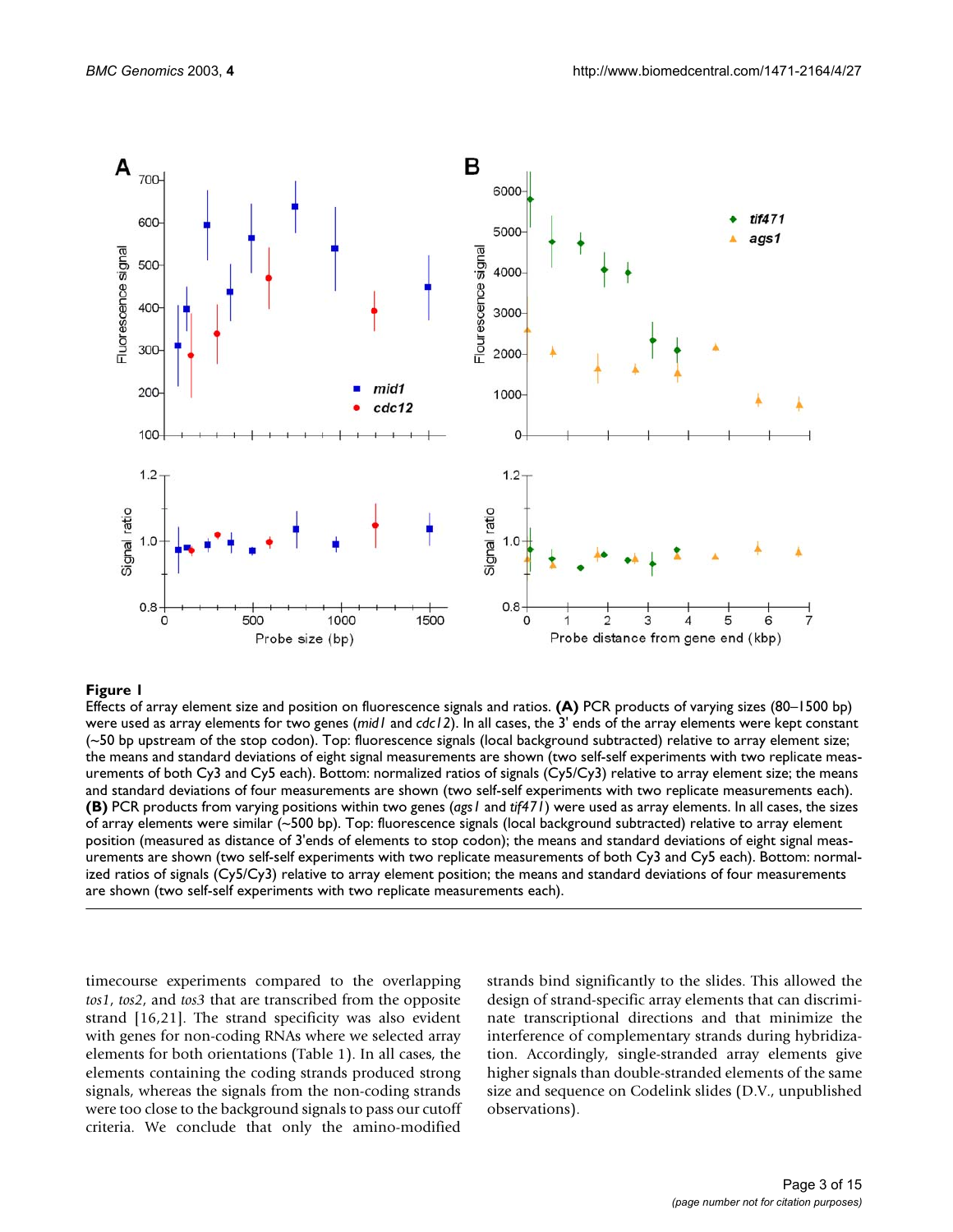**Figure 1**

Effects of array element size and position on fluorescence signals and ratios. **(A)** PCR products of varying sizes (80–1500 bp) were used as array elements for two genes (*mid1* and *cdc12*). In all cases, the 3' ends of the array elements were kept constant (~50 bp upstream of the stop codon). Top: fluorescence signals (local background subtracted) relative to array element size; the means and standard deviations of eight signal measurements are shown (two self-self experiments with two replicate measurements of both Cy3 and Cy5 each). Bottom: normalized ratios of signals (Cy5/Cy3) relative to array element size; the means and standard deviations of four measurements are shown (two self-self experiments with two replicate measurements each). **(B)** PCR products from varying positions within two genes (*ags1* and *tif471*) were used as array elements. In all cases, the sizes of array elements were similar (~500 bp). Top: fluorescence signals (local background subtracted) relative to array element position (measured as distance of 3'ends of elements to stop codon); the means and standard deviations of eight signal measurements are shown (two self-self experiments with two replicate measurements of both Cy3 and Cy5 each). Bottom: normalized ratios of signals (Cy5/Cy3) relative to array element position; the means and standard deviations of four measurements are shown (two self-self experiments with two replicate measurements each).

timecourse experiments compared to the overlapping *tos1*, *tos2*, and *tos3* that are transcribed from the opposite strand [16,21]. The strand specificity was also evident with genes for non-coding RNAs where we selected array elements for both orientations (Table 1). In all cases, the elements containing the coding strands produced strong signals, whereas the signals from the non-coding strands were too close to the background signals to pass our cutoff criteria. We conclude that only the amino-modified strands bind significantly to the slides. This allowed the design of strand-specific array elements that can discriminate transcriptional directions and that minimize the interference of complementary strands during hybridization. Accordingly, single-stranded array elements give higher signals than double-stranded elements of the same size and sequence on Codelink slides (D.V., unpublished observations).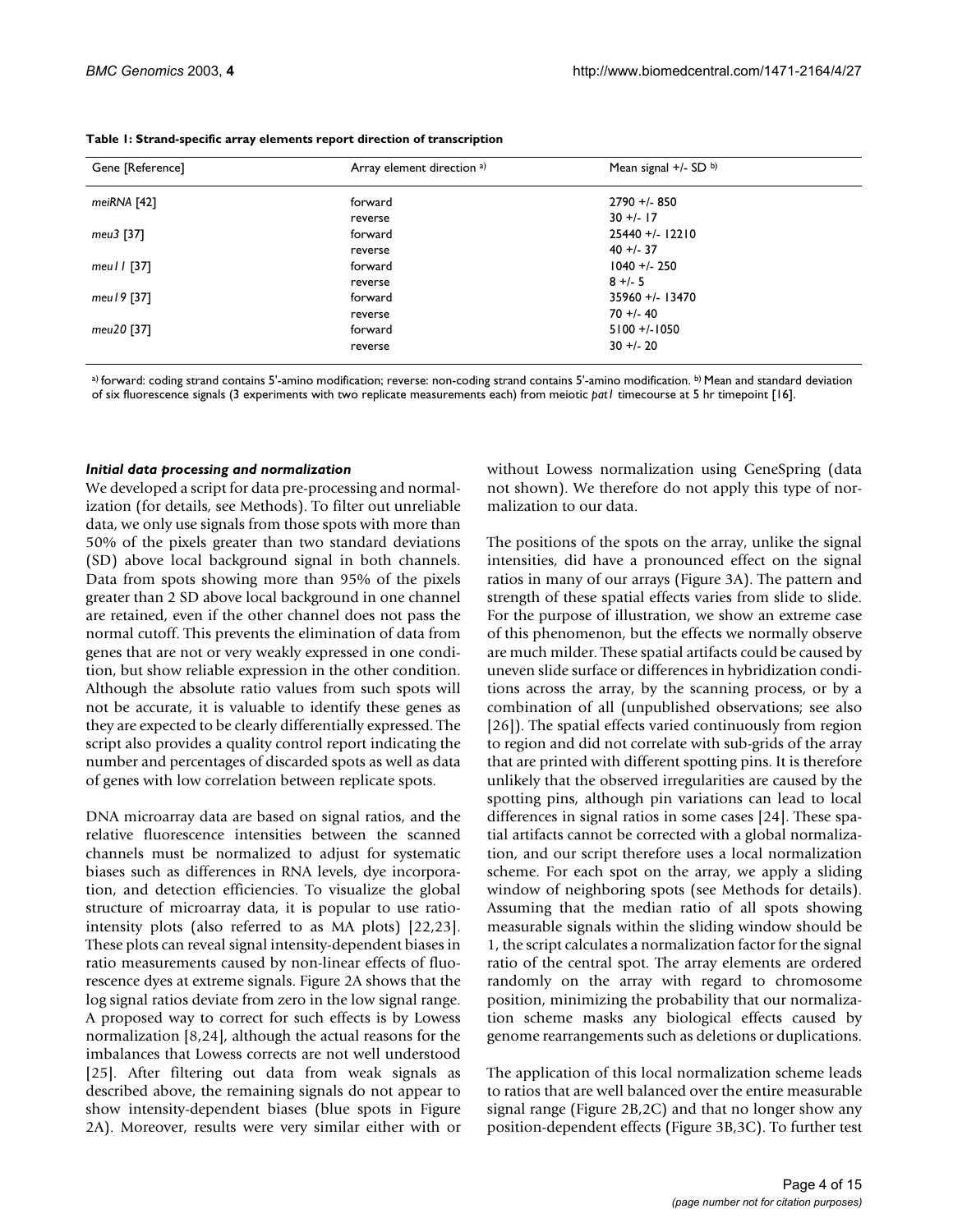**Table 1: Strand-specific array elements report direction of transcription**

| Gene [Reference] | Array element direction a) | Mean signal +/- SD b) |
| --- | --- | --- |
| *meiRNA* [42] | forward | 2790 +/- 850 |
| | reverse | 30 +/- 17 |
| *meu3* [37] | forward | 25440 +/- 12210 |
| | reverse | 40 +/- 37 |
| *meu11* [37] | forward | 1040 +/- 250 |
| | reverse | 8 +/- 5 |
| *meu19* [37] | forward | 35960 +/- 13470 |
| | reverse | 70 +/- 40 |
| *meu20* [37] | forward | 5100 +/-1050 |
| | reverse | 30 +/- 20 |

a) forward: coding strand contains 5'-amino modification; reverse: non-coding strand contains 5'-amino modification. b) Mean and standard deviation of six fluorescence signals (3 experiments with two replicate measurements each) from meiotic *pat1* timecourse at 5 hr timepoint [16].

### *Initial data processing and normalization*

We developed a script for data pre-processing and normalization (for details, see Methods). To filter out unreliable data, we only use signals from those spots with more than 50% of the pixels greater than two standard deviations (SD) above local background signal in both channels. Data from spots showing more than 95% of the pixels greater than 2 SD above local background in one channel are retained, even if the other channel does not pass the normal cutoff. This prevents the elimination of data from genes that are not or very weakly expressed in one condition, but show reliable expression in the other condition. Although the absolute ratio values from such spots will not be accurate, it is valuable to identify these genes as they are expected to be clearly differentially expressed. The script also provides a quality control report indicating the number and percentages of discarded spots as well as data of genes with low correlation between replicate spots.

DNA microarray data are based on signal ratios, and the relative fluorescence intensities between the scanned channels must be normalized to adjust for systematic biases such as differences in RNA levels, dye incorporation, and detection efficiencies. To visualize the global structure of microarray data, it is popular to use ratio-intensity plots (also referred to as MA plots) [22,23]. These plots can reveal signal intensity-dependent biases in ratio measurements caused by non-linear effects of fluorescence dyes at extreme signals. Figure 2A shows that the log signal ratios deviate from zero in the low signal range. A proposed way to correct for such effects is by Lowess normalization [8,24], although the actual reasons for the imbalances that Lowess corrects are not well understood [25]. After filtering out data from weak signals as described above, the remaining signals do not appear to show intensity-dependent biases (blue spots in Figure 2A). Moreover, results were very similar either with or without Lowess normalization using GeneSpring (data not shown). We therefore do not apply this type of normalization to our data.

The positions of the spots on the array, unlike the signal intensities, did have a pronounced effect on the signal ratios in many of our arrays (Figure 3A). The pattern and strength of these spatial effects varies from slide to slide. For the purpose of illustration, we show an extreme case of this phenomenon, but the effects we normally observe are much milder. These spatial artifacts could be caused by uneven slide surface or differences in hybridization conditions across the array, by the scanning process, or by a combination of all (unpublished observations; see also [26]). The spatial effects varied continuously from region to region and did not correlate with sub-grids of the array that are printed with different spotting pins. It is therefore unlikely that the observed irregularities are caused by the spotting pins, although pin variations can lead to local differences in signal ratios in some cases [24]. These spatial artifacts cannot be corrected with a global normalization, and our script therefore uses a local normalization scheme. For each spot on the array, we apply a sliding window of neighboring spots (see Methods for details). Assuming that the median ratio of all spots showing measurable signals within the sliding window should be 1, the script calculates a normalization factor for the signal ratio of the central spot. The array elements are ordered randomly on the array with regard to chromosome position, minimizing the probability that our normalization scheme masks any biological effects caused by genome rearrangements such as deletions or duplications.

The application of this local normalization scheme leads to ratios that are well balanced over the entire measurable signal range (Figure 2B,2C) and that no longer show any position-dependent effects (Figure 3B,3C). To further test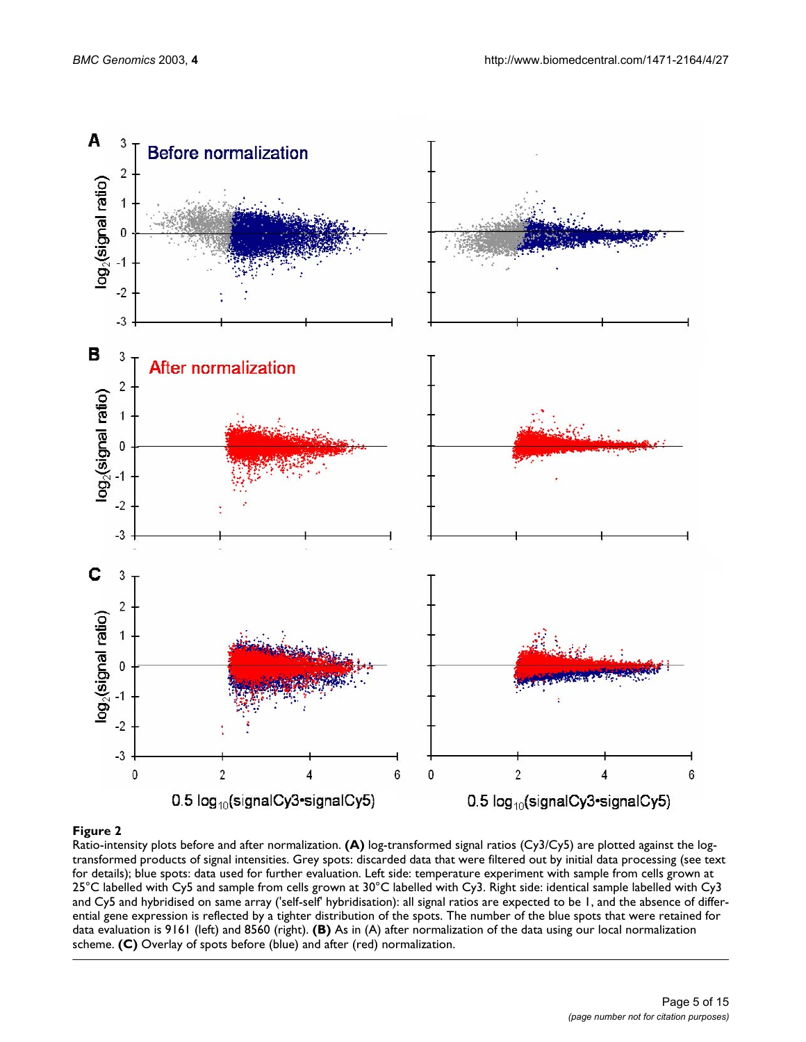**Figure 2**

Ratio-intensity plots before and after normalization. **(A)** log-transformed signal ratios (Cy3/Cy5) are plotted against the log-transformed products of signal intensities. Grey spots: discarded data that were filtered out by initial data processing (see text for details); blue spots: data used for further evaluation. Left side: temperature experiment with sample from cells grown at 25°C labelled with Cy5 and sample from cells grown at 30°C labelled with Cy3. Right side: identical sample labelled with Cy3 and Cy5 and hybridised on same array ('self-self' hybridisation): all signal ratios are expected to be 1, and the absence of differential gene expression is reflected by a tighter distribution of the spots. The number of the blue spots that were retained for data evaluation is 9161 (left) and 8560 (right). **(B)** As in (A) after normalization of the data using our local normalization scheme. **(C)** Overlay of spots before (blue) and after (red) normalization.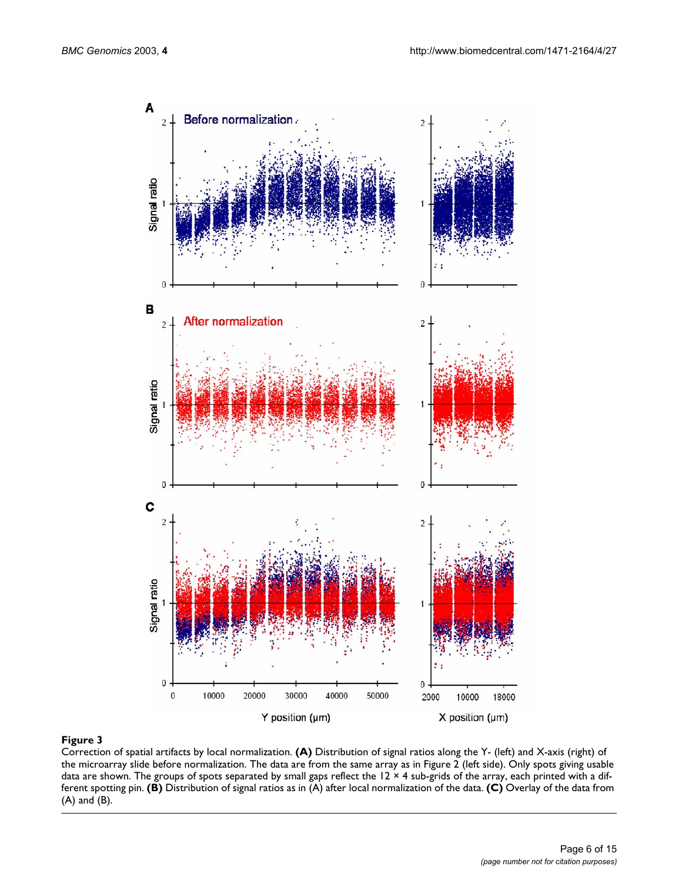**Figure 3**

Correction of spatial artifacts by local normalization. **(A)** Distribution of signal ratios along the Y- (left) and X-axis (right) of the microarray slide before normalization. The data are from the same array as in Figure 2 (left side). Only spots giving usable data are shown. The groups of spots separated by small gaps reflect the 12 × 4 sub-grids of the array, each printed with a different spotting pin. **(B)** Distribution of signal ratios as in (A) after local normalization of the data. **(C)** Overlay of the data from (A) and (B).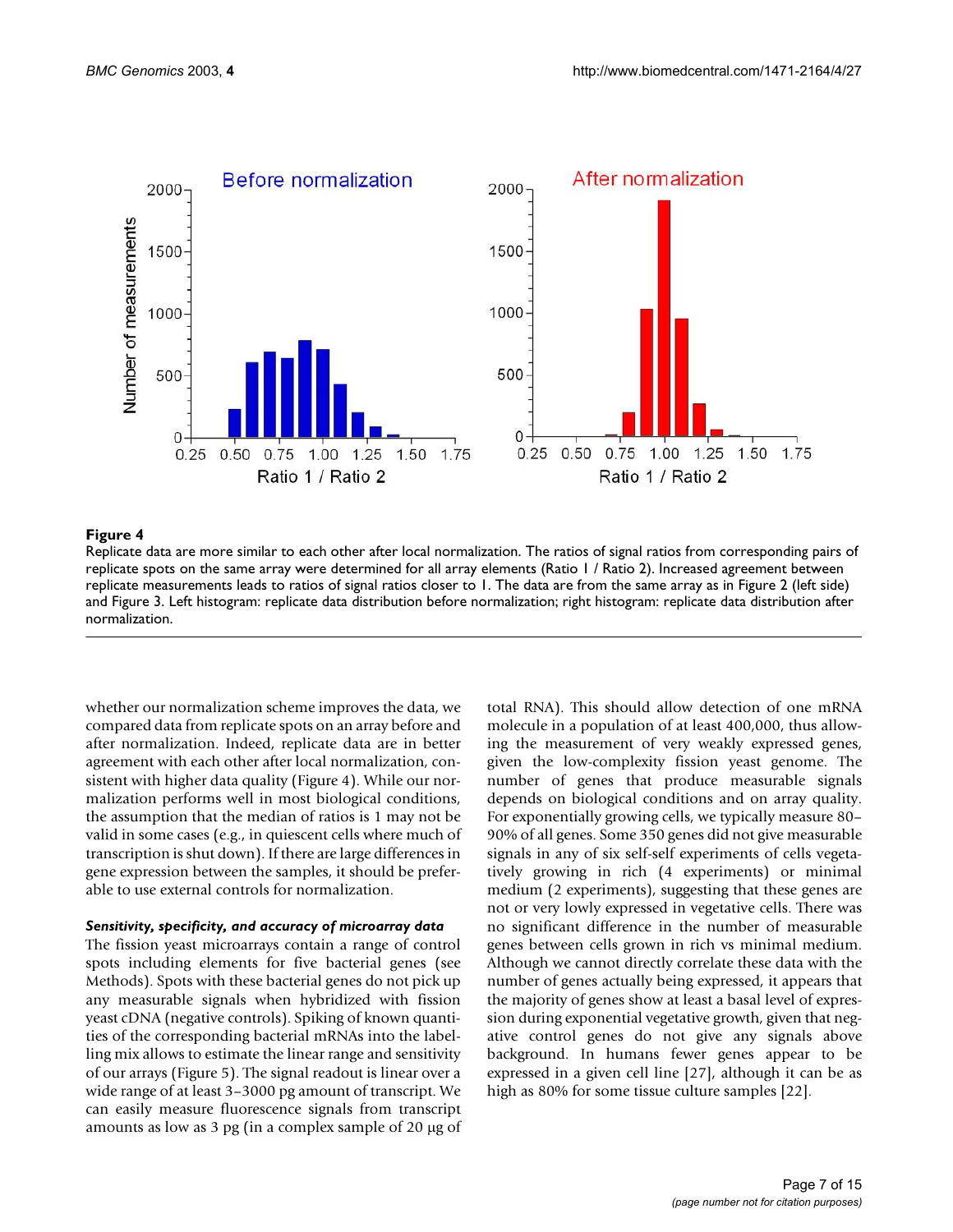**Figure 4**

Replicate data are more similar to each other after local normalization. The ratios of signal ratios from corresponding pairs of replicate spots on the same array were determined for all array elements (Ratio 1 / Ratio 2). Increased agreement between replicate measurements leads to ratios of signal ratios closer to 1. The data are from the same array as in Figure 2 (left side) and Figure 3. Left histogram: replicate data distribution before normalization; right histogram: replicate data distribution after normalization.

whether our normalization scheme improves the data, we compared data from replicate spots on an array before and after normalization. Indeed, replicate data are in better agreement with each other after local normalization, consistent with higher data quality (Figure 4). While our normalization performs well in most biological conditions, the assumption that the median of ratios is 1 may not be valid in some cases (e.g., in quiescent cells where much of transcription is shut down). If there are large differences in gene expression between the samples, it should be preferable to use external controls for normalization.

### *Sensitivity, specificity, and accuracy of microarray data*

The fission yeast microarrays contain a range of control spots including elements for five bacterial genes (see Methods). Spots with these bacterial genes do not pick up any measurable signals when hybridized with fission yeast cDNA (negative controls). Spiking of known quantities of the corresponding bacterial mRNAs into the labelling mix allows to estimate the linear range and sensitivity of our arrays (Figure 5). The signal readout is linear over a wide range of at least 3–3000 pg amount of transcript. We can easily measure fluorescence signals from transcript amounts as low as 3 pg (in a complex sample of 20 μg of total RNA). This should allow detection of one mRNA molecule in a population of at least 400,000, thus allowing the measurement of very weakly expressed genes, given the low-complexity fission yeast genome. The number of genes that produce measurable signals depends on biological conditions and on array quality. For exponentially growing cells, we typically measure 80–90% of all genes. Some 350 genes did not give measurable signals in any of six self-self experiments of cells vegetatively growing in rich (4 experiments) or minimal medium (2 experiments), suggesting that these genes are not or very lowly expressed in vegetative cells. There was no significant difference in the number of measurable genes between cells grown in rich vs minimal medium. Although we cannot directly correlate these data with the number of genes actually being expressed, it appears that the majority of genes show at least a basal level of expression during exponential vegetative growth, given that negative control genes do not give any signals above background. In humans fewer genes appear to be expressed in a given cell line [27], although it can be as high as 80% for some tissue culture samples [22].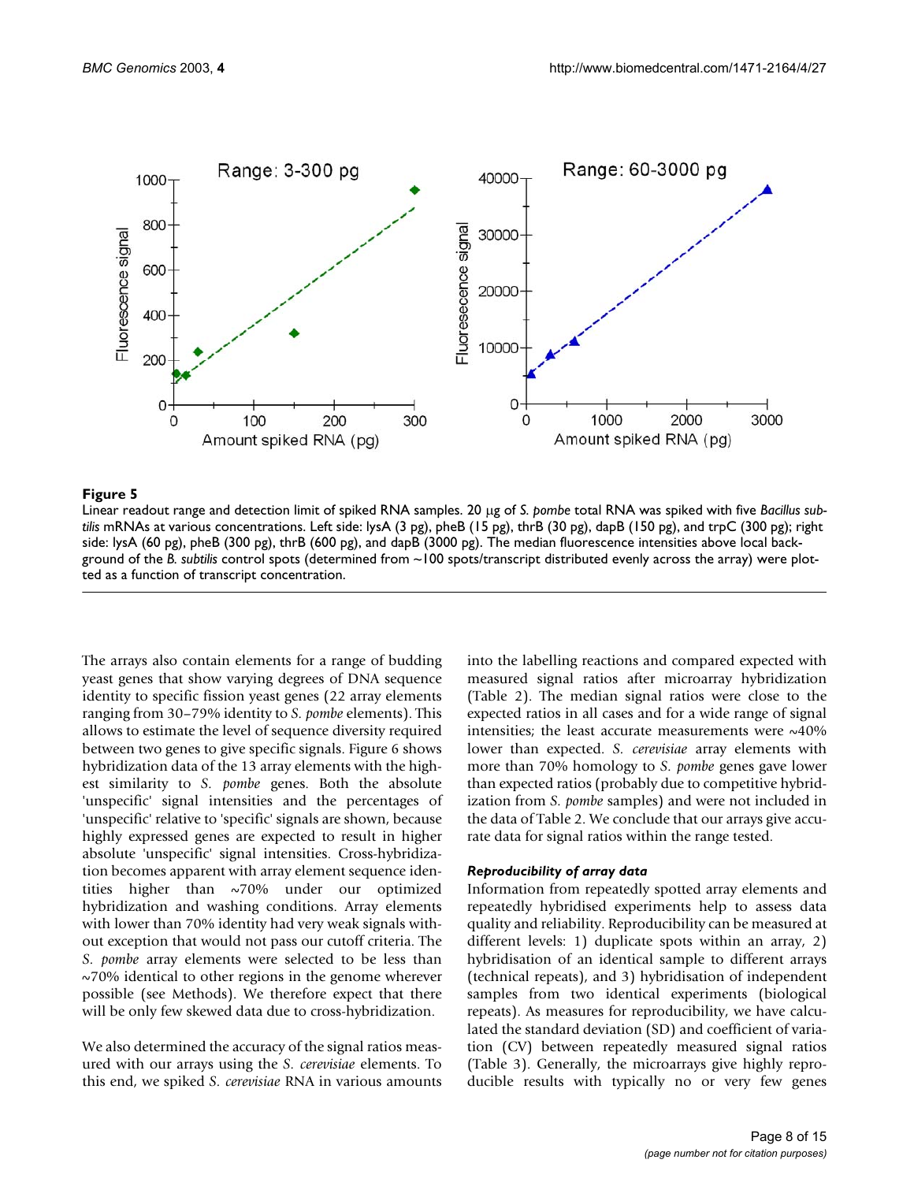**Figure 5**

Linear readout range and detection limit of spiked RNA samples. 20 μg of *S. pombe* total RNA was spiked with five *Bacillus subtilis* mRNAs at various concentrations. Left side: lysA (3 pg), pheB (15 pg), thrB (30 pg), dapB (150 pg), and trpC (300 pg); right side: lysA (60 pg), pheB (300 pg), thrB (600 pg), and dapB (3000 pg). The median fluorescence intensities above local background of the *B. subtilis* control spots (determined from ~100 spots/transcript distributed evenly across the array) were plotted as a function of transcript concentration.

The arrays also contain elements for a range of budding yeast genes that show varying degrees of DNA sequence identity to specific fission yeast genes (22 array elements ranging from 30–79% identity to *S. pombe* elements). This allows to estimate the level of sequence diversity required between two genes to give specific signals. Figure 6 shows hybridization data of the 13 array elements with the highest similarity to *S. pombe* genes. Both the absolute 'unspecific' signal intensities and the percentages of 'unspecific' relative to 'specific' signals are shown, because highly expressed genes are expected to result in higher absolute 'unspecific' signal intensities. Cross-hybridization becomes apparent with array element sequence identities higher than ~70% under our optimized hybridization and washing conditions. Array elements with lower than 70% identity had very weak signals without exception that would not pass our cutoff criteria. The *S. pombe* array elements were selected to be less than ~70% identical to other regions in the genome wherever possible (see Methods). We therefore expect that there will be only few skewed data due to cross-hybridization.

We also determined the accuracy of the signal ratios measured with our arrays using the *S. cerevisiae* elements. To this end, we spiked *S. cerevisiae* RNA in various amounts into the labelling reactions and compared expected with measured signal ratios after microarray hybridization (Table 2). The median signal ratios were close to the expected ratios in all cases and for a wide range of signal intensities; the least accurate measurements were ~40% lower than expected. *S. cerevisiae* array elements with more than 70% homology to *S. pombe* genes gave lower than expected ratios (probably due to competitive hybridization from *S. pombe* samples) and were not included in the data of Table 2. We conclude that our arrays give accurate data for signal ratios within the range tested.

#### *Reproducibility of array data*

Information from repeatedly spotted array elements and repeatedly hybridised experiments help to assess data quality and reliability. Reproducibility can be measured at different levels: 1) duplicate spots within an array, 2) hybridisation of an identical sample to different arrays (technical repeats), and 3) hybridisation of independent samples from two identical experiments (biological repeats). As measures for reproducibility, we have calculated the standard deviation (SD) and coefficient of variation (CV) between repeatedly measured signal ratios (Table 3). Generally, the microarrays give highly reproducible results with typically no or very few genes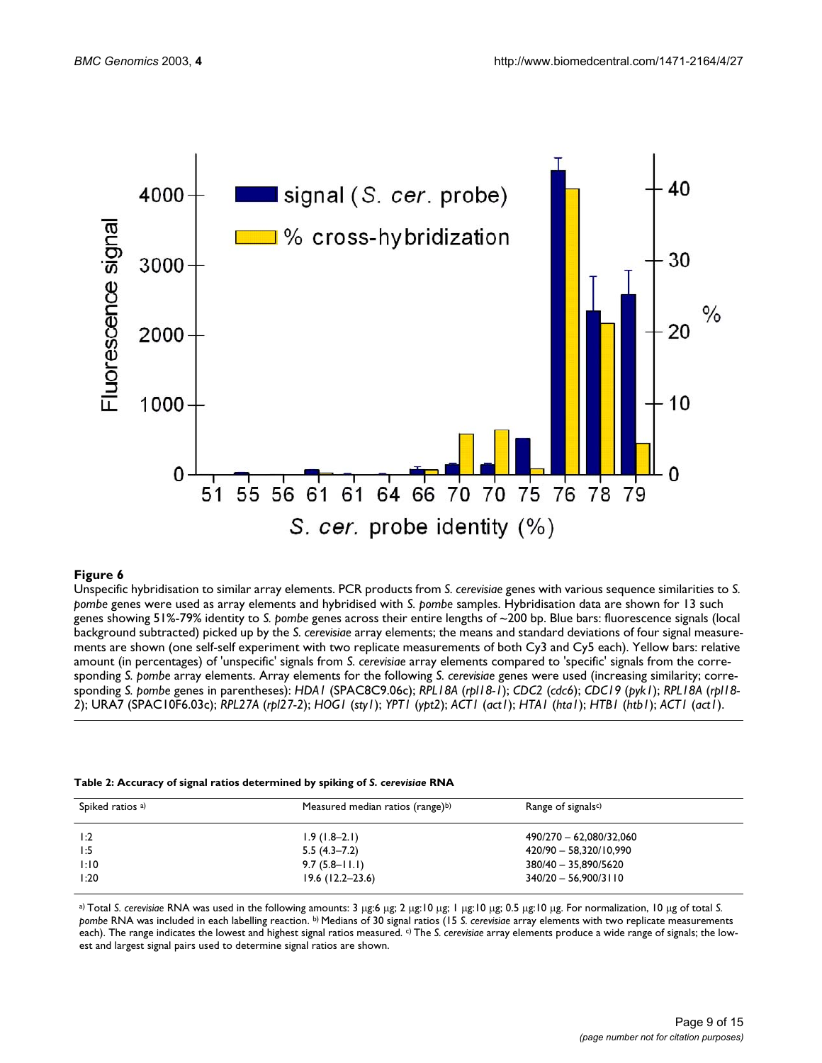**Figure 6**

Unspecific hybridisation to similar array elements. PCR products from *S. cerevisiae* genes with various sequence similarities to *S. pombe* genes were used as array elements and hybridised with *S. pombe* samples. Hybridisation data are shown for 13 such genes showing 51%-79% identity to *S. pombe* genes across their entire lengths of ~200 bp. Blue bars: fluorescence signals (local background subtracted) picked up by the *S. cerevisiae* array elements; the means and standard deviations of four signal measurements are shown (one self-self experiment with two replicate measurements of both Cy3 and Cy5 each). Yellow bars: relative amount (in percentages) of 'unspecific' signals from *S. cerevisiae* array elements compared to 'specific' signals from the corresponding *S. pombe* array elements. Array elements for the following *S. cerevisiae* genes were used (increasing similarity; corresponding *S. pombe* genes in parentheses): *HDA1* (SPAC8C9.06c); *RPL18A* (*rpl18-1*); *CDC2* (*cdc6*); *CDC19* (*pyk1*); *RPL18A* (*rpl18-2*); URA7 (SPAC10F6.03c); *RPL27A* (*rpl27-2*); *HOG1* (*sty1*); *YPT1* (*ypt2*); *ACT1* (*act1*); *HTA1* (*hta1*); *HTB1* (*htb1*); *ACT1* (*act1*).

**Table 2: Accuracy of signal ratios determined by spiking of *S. cerevisiae* RNA**

| Spiked ratios [a)] | Measured median ratios (range)[b)] | Range of signals[c)] |
|---|---|---|
| 1:2 | 1.9 (1.8–2.1) | 490/270 – 62,080/32,060 |
| 1:5 | 5.5 (4.3–7.2) | 420/90 – 58,320/10,990 |
| 1:10 | 9.7 (5.8–11.1) | 380/40 – 35,890/5620 |
| 1:20 | 19.6 (12.2–23.6) | 340/20 – 56,900/3110 |

[a)] Total *S. cerevisiae* RNA was used in the following amounts: 3 μg:6 μg; 2 μg:10 μg; 1 μg:10 μg; 0.5 μg:10 μg. For normalization, 10 μg of total *S. pombe* RNA was included in each labelling reaction. [b)] Medians of 30 signal ratios (15 *S. cerevisiae* array elements with two replicate measurements each). The range indicates the lowest and highest signal ratios measured. [c)] The *S. cerevisiae* array elements produce a wide range of signals; the lowest and largest signal pairs used to determine signal ratios are shown.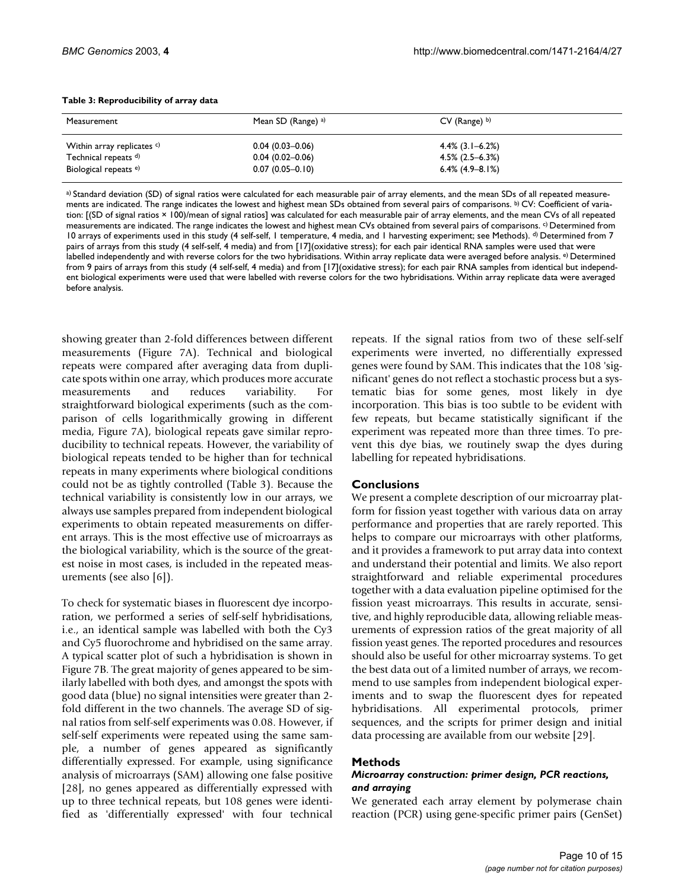**Table 3: Reproducibility of array data**

| Measurement | Mean SD (Range) [a)] | CV (Range) [b)] |
| --- | --- | --- |
| Within array replicates [c)] | 0.04 (0.03–0.06) | 4.4% (3.1–6.2%) |
| Technical repeats [d)] | 0.04 (0.02–0.06) | 4.5% (2.5–6.3%) |
| Biological repeats [e)] | 0.07 (0.05–0.10) | 6.4% (4.9–8.1%) |

[a)] Standard deviation (SD) of signal ratios were calculated for each measurable pair of array elements, and the mean SDs of all repeated measurements are indicated. The range indicates the lowest and highest mean SDs obtained from several pairs of comparisons. [b)] CV: Coefficient of variation: [(SD of signal ratios × 100)/mean of signal ratios] was calculated for each measurable pair of array elements, and the mean CVs of all repeated measurements are indicated. The range indicates the lowest and highest mean CVs obtained from several pairs of comparisons. [c)] Determined from 10 arrays of experiments used in this study (4 self-self, 1 temperature, 4 media, and 1 harvesting experiment; see Methods). [d)] Determined from 7 pairs of arrays from this study (4 self-self, 4 media) and from [17](oxidative stress); for each pair identical RNA samples were used that were labelled independently and with reverse colors for the two hybridisations. Within array replicate data were averaged before analysis. [e)] Determined from 9 pairs of arrays from this study (4 self-self, 4 media) and from [17](oxidative stress); for each pair RNA samples from identical but independent biological experiments were used that were labelled with reverse colors for the two hybridisations. Within array replicate data were averaged before analysis.

showing greater than 2-fold differences between different measurements (Figure 7A). Technical and biological repeats were compared after averaging data from duplicate spots within one array, which produces more accurate measurements and reduces variability. For straightforward biological experiments (such as the comparison of cells logarithmically growing in different media, Figure 7A), biological repeats gave similar reproducibility to technical repeats. However, the variability of biological repeats tended to be higher than for technical repeats in many experiments where biological conditions could not be as tightly controlled (Table 3). Because the technical variability is consistently low in our arrays, we always use samples prepared from independent biological experiments to obtain repeated measurements on different arrays. This is the most effective use of microarrays as the biological variability, which is the source of the greatest noise in most cases, is included in the repeated measurements (see also [6]).

To check for systematic biases in fluorescent dye incorporation, we performed a series of self-self hybridisations, i.e., an identical sample was labelled with both the Cy3 and Cy5 fluorochrome and hybridised on the same array. A typical scatter plot of such a hybridisation is shown in Figure 7B. The great majority of genes appeared to be similarly labelled with both dyes, and amongst the spots with good data (blue) no signal intensities were greater than 2-fold different in the two channels. The average SD of signal ratios from self-self experiments was 0.08. However, if self-self experiments were repeated using the same sample, a number of genes appeared as significantly differentially expressed. For example, using significance analysis of microarrays (SAM) allowing one false positive [28], no genes appeared as differentially expressed with up to three technical repeats, but 108 genes were identified as 'differentially expressed' with four technical repeats. If the signal ratios from two of these self-self experiments were inverted, no differentially expressed genes were found by SAM. This indicates that the 108 'significant' genes do not reflect a stochastic process but a systematic bias for some genes, most likely in dye incorporation. This bias is too subtle to be evident with few repeats, but became statistically significant if the experiment was repeated more than three times. To prevent this dye bias, we routinely swap the dyes during labelling for repeated hybridisations.

## Conclusions

We present a complete description of our microarray platform for fission yeast together with various data on array performance and properties that are rarely reported. This helps to compare our microarrays with other platforms, and it provides a framework to put array data into context and understand their potential and limits. We also report straightforward and reliable experimental procedures together with a data evaluation pipeline optimised for the fission yeast microarrays. This results in accurate, sensitive, and highly reproducible data, allowing reliable measurements of expression ratios of the great majority of all fission yeast genes. The reported procedures and resources should also be useful for other microarray systems. To get the best data out of a limited number of arrays, we recommend to use samples from independent biological experiments and to swap the fluorescent dyes for repeated hybridisations. All experimental protocols, primer sequences, and the scripts for primer design and initial data processing are available from our website [29].

## Methods

### *Microarray construction: primer design, PCR reactions, and arraying*

We generated each array element by polymerase chain reaction (PCR) using gene-specific primer pairs (GenSet)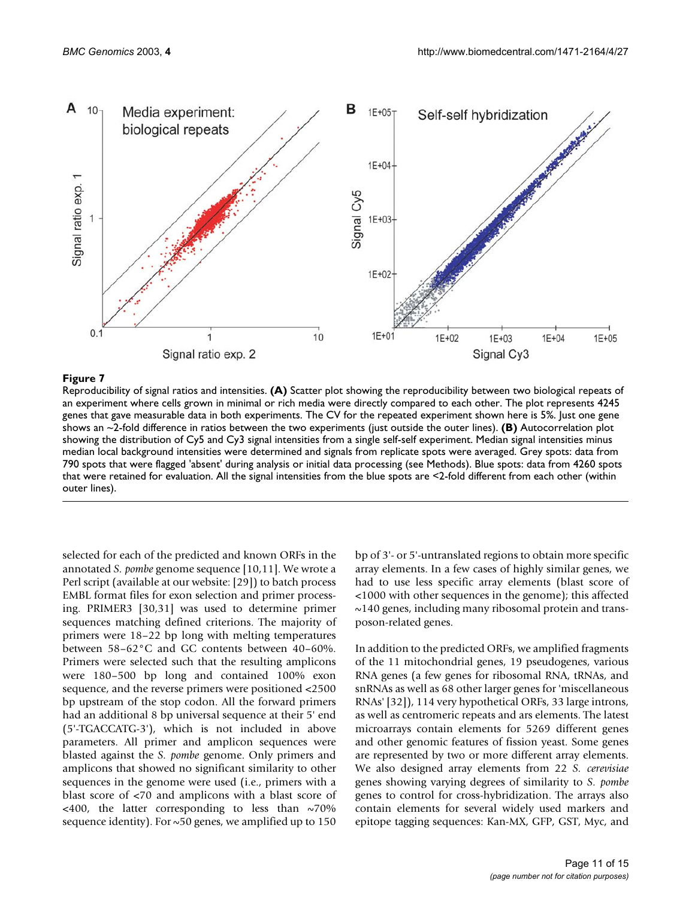**Figure 7**

Reproducibility of signal ratios and intensities. **(A)** Scatter plot showing the reproducibility between two biological repeats of an experiment where cells grown in minimal or rich media were directly compared to each other. The plot represents 4245 genes that gave measurable data in both experiments. The CV for the repeated experiment shown here is 5%. Just one gene shows an ~2-fold difference in ratios between the two experiments (just outside the outer lines). **(B)** Autocorrelation plot showing the distribution of Cy5 and Cy3 signal intensities from a single self-self experiment. Median signal intensities minus median local background intensities were determined and signals from replicate spots were averaged. Grey spots: data from 790 spots that were flagged 'absent' during analysis or initial data processing (see Methods). Blue spots: data from 4260 spots that were retained for evaluation. All the signal intensities from the blue spots are <2-fold different from each other (within outer lines).

selected for each of the predicted and known ORFs in the annotated *S. pombe* genome sequence [10,11]. We wrote a Perl script (available at our website: [29]) to batch process EMBL format files for exon selection and primer processing. PRIMER3 [30,31] was used to determine primer sequences matching defined criterions. The majority of primers were 18–22 bp long with melting temperatures between 58–62°C and GC contents between 40–60%. Primers were selected such that the resulting amplicons were 180–500 bp long and contained 100% exon sequence, and the reverse primers were positioned <2500 bp upstream of the stop codon. All the forward primers had an additional 8 bp universal sequence at their 5' end (5'-TGACCATG-3'), which is not included in above parameters. All primer and amplicon sequences were blasted against the *S. pombe* genome. Only primers and amplicons that showed no significant similarity to other sequences in the genome were used (i.e., primers with a blast score of <70 and amplicons with a blast score of <400, the latter corresponding to less than ~70% sequence identity). For ~50 genes, we amplified up to 150 bp of 3'- or 5'-untranslated regions to obtain more specific array elements. In a few cases of highly similar genes, we had to use less specific array elements (blast score of <1000 with other sequences in the genome); this affected ~140 genes, including many ribosomal protein and transposon-related genes.

In addition to the predicted ORFs, we amplified fragments of the 11 mitochondrial genes, 19 pseudogenes, various RNA genes (a few genes for ribosomal RNA, tRNAs, and snRNAs as well as 68 other larger genes for 'miscellaneous RNAs' [32]), 114 very hypothetical ORFs, 33 large introns, as well as centromeric repeats and ars elements. The latest microarrays contain elements for 5269 different genes and other genomic features of fission yeast. Some genes are represented by two or more different array elements. We also designed array elements from 22 *S. cerevisiae* genes showing varying degrees of similarity to *S. pombe* genes to control for cross-hybridization. The arrays also contain elements for several widely used markers and epitope tagging sequences: Kan-MX, GFP, GST, Myc, and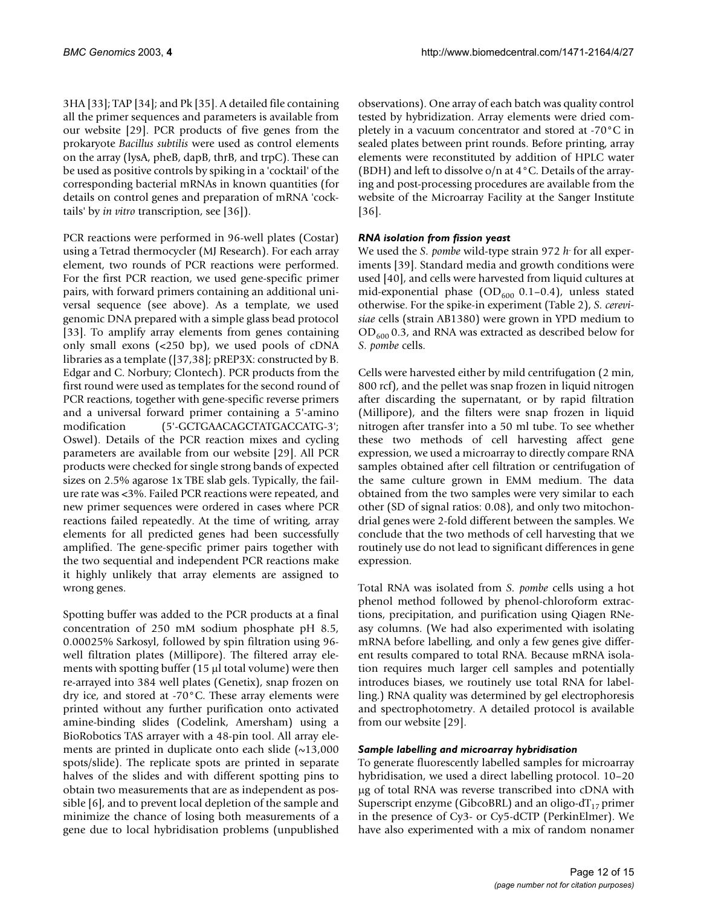3HA [33]; TAP [34]; and Pk [35]. A detailed file containing all the primer sequences and parameters is available from our website [29]. PCR products of five genes from the prokaryote *Bacillus subtilis* were used as control elements on the array (lysA, pheB, dapB, thrB, and trpC). These can be used as positive controls by spiking in a 'cocktail' of the corresponding bacterial mRNAs in known quantities (for details on control genes and preparation of mRNA 'cocktails' by *in vitro* transcription, see [36]).

PCR reactions were performed in 96-well plates (Costar) using a Tetrad thermocycler (MJ Research). For each array element, two rounds of PCR reactions were performed. For the first PCR reaction, we used gene-specific primer pairs, with forward primers containing an additional universal sequence (see above). As a template, we used genomic DNA prepared with a simple glass bead protocol [33]. To amplify array elements from genes containing only small exons (<250 bp), we used pools of cDNA libraries as a template ([37,38]; pREP3X: constructed by B. Edgar and C. Norbury; Clontech). PCR products from the first round were used as templates for the second round of PCR reactions, together with gene-specific reverse primers and a universal forward primer containing a 5'-amino modification (5'-GCTGAACAGCTATGACCATG-3'; Oswel). Details of the PCR reaction mixes and cycling parameters are available from our website [29]. All PCR products were checked for single strong bands of expected sizes on 2.5% agarose 1x TBE slab gels. Typically, the failure rate was <3%. Failed PCR reactions were repeated, and new primer sequences were ordered in cases where PCR reactions failed repeatedly. At the time of writing, array elements for all predicted genes had been successfully amplified. The gene-specific primer pairs together with the two sequential and independent PCR reactions make it highly unlikely that array elements are assigned to wrong genes.

Spotting buffer was added to the PCR products at a final concentration of 250 mM sodium phosphate pH 8.5, 0.00025% Sarkosyl, followed by spin filtration using 96-well filtration plates (Millipore). The filtered array elements with spotting buffer (15 μl total volume) were then re-arrayed into 384 well plates (Genetix), snap frozen on dry ice, and stored at -70°C. These array elements were printed without any further purification onto activated amine-binding slides (Codelink, Amersham) using a BioRobotics TAS arrayer with a 48-pin tool. All array elements are printed in duplicate onto each slide (~13,000 spots/slide). The replicate spots are printed in separate halves of the slides and with different spotting pins to obtain two measurements that are as independent as possible [6], and to prevent local depletion of the sample and minimize the chance of losing both measurements of a gene due to local hybridisation problems (unpublished observations). One array of each batch was quality control tested by hybridization. Array elements were dried completely in a vacuum concentrator and stored at -70°C in sealed plates between print rounds. Before printing, array elements were reconstituted by addition of HPLC water (BDH) and left to dissolve o/n at 4°C. Details of the arraying and post-processing procedures are available from the website of the Microarray Facility at the Sanger Institute [36].

### *RNA isolation from fission yeast*

We used the *S. pombe* wild-type strain 972 *h*- for all experiments [39]. Standard media and growth conditions were used [40], and cells were harvested from liquid cultures at mid-exponential phase ($OD_{600}$ 0.1–0.4), unless stated otherwise. For the spike-in experiment (Table 2), *S. cerevisiae* cells (strain AB1380) were grown in YPD medium to $OD_{600}$ 0.3, and RNA was extracted as described below for *S. pombe* cells.

Cells were harvested either by mild centrifugation (2 min, 800 rcf), and the pellet was snap frozen in liquid nitrogen after discarding the supernatant, or by rapid filtration (Millipore), and the filters were snap frozen in liquid nitrogen after transfer into a 50 ml tube. To see whether these two methods of cell harvesting affect gene expression, we used a microarray to directly compare RNA samples obtained after cell filtration or centrifugation of the same culture grown in EMM medium. The data obtained from the two samples were very similar to each other (SD of signal ratios: 0.08), and only two mitochondrial genes were 2-fold different between the samples. We conclude that the two methods of cell harvesting that we routinely use do not lead to significant differences in gene expression.

Total RNA was isolated from *S. pombe* cells using a hot phenol method followed by phenol-chloroform extractions, precipitation, and purification using Qiagen RNeasy columns. (We had also experimented with isolating mRNA before labelling, and only a few genes give different results compared to total RNA. Because mRNA isolation requires much larger cell samples and potentially introduces biases, we routinely use total RNA for labelling.) RNA quality was determined by gel electrophoresis and spectrophotometry. A detailed protocol is available from our website [29].

### *Sample labelling and microarray hybridisation*

To generate fluorescently labelled samples for microarray hybridisation, we used a direct labelling protocol. 10–20 μg of total RNA was reverse transcribed into cDNA with Superscript enzyme (GibcoBRL) and an oligo-$dT_{17}$ primer in the presence of Cy3- or Cy5-dCTP (PerkinElmer). We have also experimented with a mix of random nonamer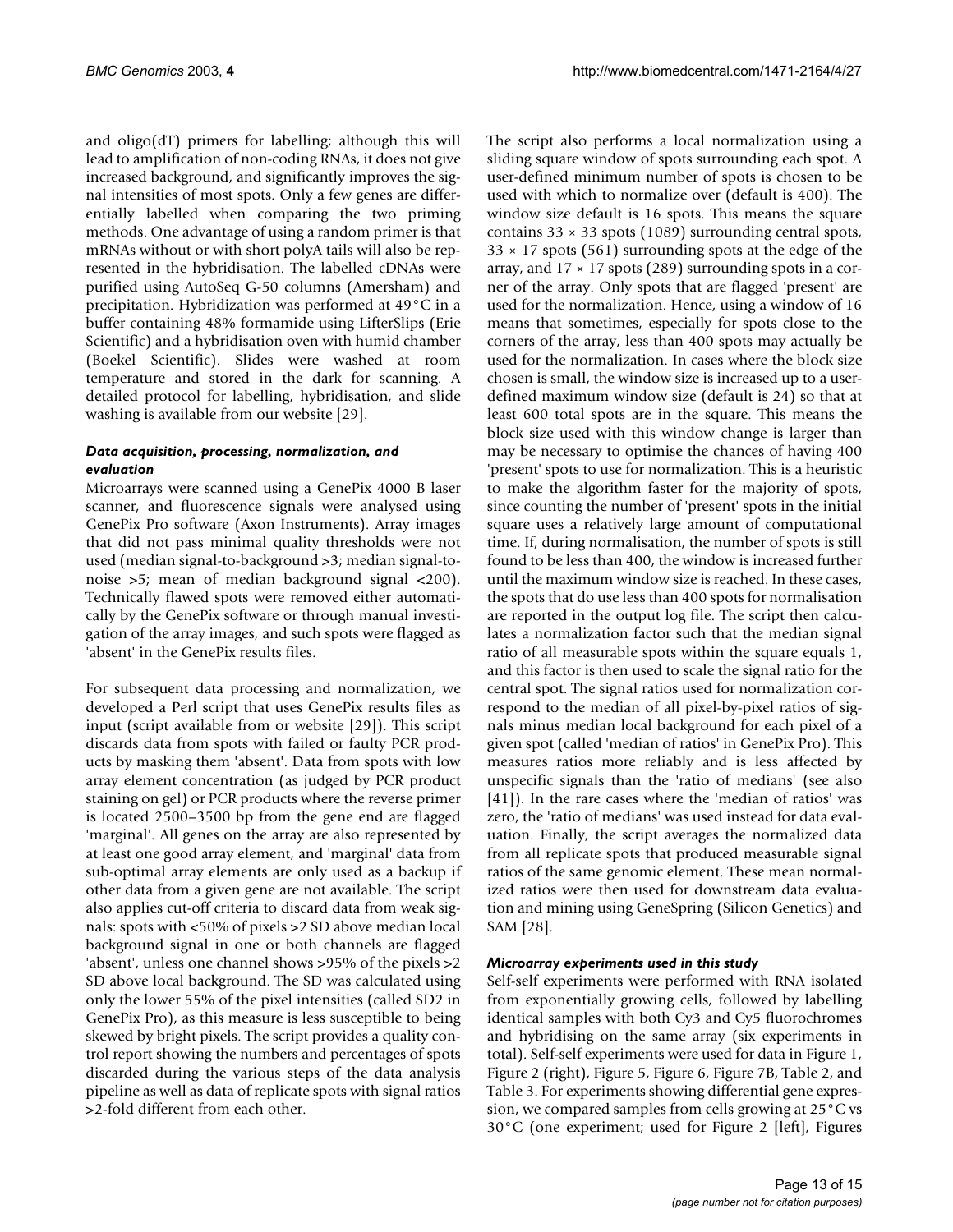and oligo(dT) primers for labelling; although this will lead to amplification of non-coding RNAs, it does not give increased background, and significantly improves the signal intensities of most spots. Only a few genes are differentially labelled when comparing the two priming methods. One advantage of using a random primer is that mRNAs without or with short polyA tails will also be represented in the hybridisation. The labelled cDNAs were purified using AutoSeq G-50 columns (Amersham) and precipitation. Hybridization was performed at 49°C in a buffer containing 48% formamide using LifterSlips (Erie Scientific) and a hybridisation oven with humid chamber (Boekel Scientific). Slides were washed at room temperature and stored in the dark for scanning. A detailed protocol for labelling, hybridisation, and slide washing is available from our website [29].

### *Data acquisition, processing, normalization, and evaluation*

Microarrays were scanned using a GenePix 4000 B laser scanner, and fluorescence signals were analysed using GenePix Pro software (Axon Instruments). Array images that did not pass minimal quality thresholds were not used (median signal-to-background >3; median signal-to-noise >5; mean of median background signal <200). Technically flawed spots were removed either automatically by the GenePix software or through manual investigation of the array images, and such spots were flagged as 'absent' in the GenePix results files.

For subsequent data processing and normalization, we developed a Perl script that uses GenePix results files as input (script available from or website [29]). This script discards data from spots with failed or faulty PCR products by masking them 'absent'. Data from spots with low array element concentration (as judged by PCR product staining on gel) or PCR products where the reverse primer is located 2500–3500 bp from the gene end are flagged 'marginal'. All genes on the array are also represented by at least one good array element, and 'marginal' data from sub-optimal array elements are only used as a backup if other data from a given gene are not available. The script also applies cut-off criteria to discard data from weak signals: spots with <50% of pixels >2 SD above median local background signal in one or both channels are flagged 'absent', unless one channel shows >95% of the pixels >2 SD above local background. The SD was calculated using only the lower 55% of the pixel intensities (called SD2 in GenePix Pro), as this measure is less susceptible to being skewed by bright pixels. The script provides a quality control report showing the numbers and percentages of spots discarded during the various steps of the data analysis pipeline as well as data of replicate spots with signal ratios >2-fold different from each other.

The script also performs a local normalization using a sliding square window of spots surrounding each spot. A user-defined minimum number of spots is chosen to be used with which to normalize over (default is 400). The window size default is 16 spots. This means the square contains 33 × 33 spots (1089) surrounding central spots, 33 × 17 spots (561) surrounding spots at the edge of the array, and 17 × 17 spots (289) surrounding spots in a corner of the array. Only spots that are flagged 'present' are used for the normalization. Hence, using a window of 16 means that sometimes, especially for spots close to the corners of the array, less than 400 spots may actually be used for the normalization. In cases where the block size chosen is small, the window size is increased up to a user-defined maximum window size (default is 24) so that at least 600 total spots are in the square. This means the block size used with this window change is larger than may be necessary to optimise the chances of having 400 'present' spots to use for normalization. This is a heuristic to make the algorithm faster for the majority of spots, since counting the number of 'present' spots in the initial square uses a relatively large amount of computational time. If, during normalisation, the number of spots is still found to be less than 400, the window is increased further until the maximum window size is reached. In these cases, the spots that do use less than 400 spots for normalisation are reported in the output log file. The script then calculates a normalization factor such that the median signal ratio of all measurable spots within the square equals 1, and this factor is then used to scale the signal ratio for the central spot. The signal ratios used for normalization correspond to the median of all pixel-by-pixel ratios of signals minus median local background for each pixel of a given spot (called 'median of ratios' in GenePix Pro). This measures ratios more reliably and is less affected by unspecific signals than the 'ratio of medians' (see also [41]). In the rare cases where the 'median of ratios' was zero, the 'ratio of medians' was used instead for data evaluation. Finally, the script averages the normalized data from all replicate spots that produced measurable signal ratios of the same genomic element. These mean normalized ratios were then used for downstream data evaluation and mining using GeneSpring (Silicon Genetics) and SAM [28].

### *Microarray experiments used in this study*

Self-self experiments were performed with RNA isolated from exponentially growing cells, followed by labelling identical samples with both Cy3 and Cy5 fluorochromes and hybridising on the same array (six experiments in total). Self-self experiments were used for data in Figure 1, Figure 2 (right), Figure 5, Figure 6, Figure 7B, Table 2, and Table 3. For experiments showing differential gene expression, we compared samples from cells growing at 25°C vs 30°C (one experiment; used for Figure 2 [left], Figures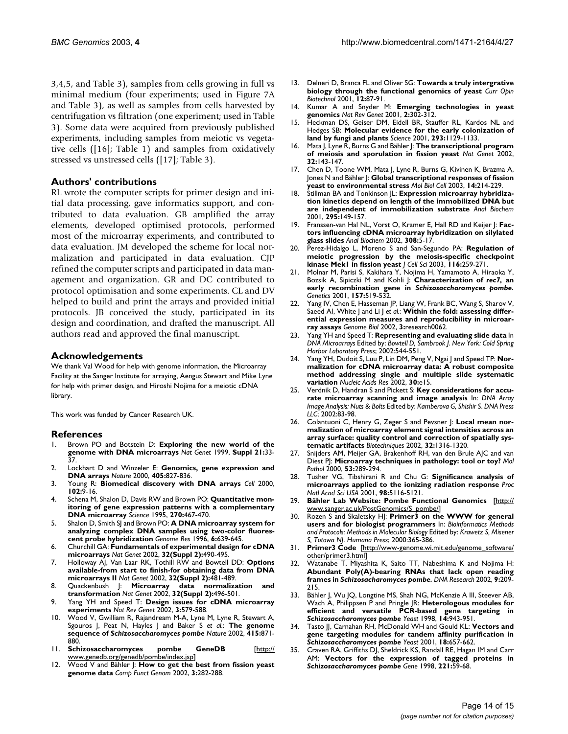3,4,5, and Table 3), samples from cells growing in full vs minimal medium (four experiments; used in Figure 7A and Table 3), as well as samples from cells harvested by centrifugation vs filtration (one experiment; used in Table 3). Some data were acquired from previously published experiments, including samples from meiotic vs vegetative cells ([16]; Table 1) and samples from oxidatively stressed vs unstressed cells ([17]; Table 3).

## Authors' contributions

RL wrote the computer scripts for primer design and initial data processing, gave informatics support, and contributed to data evaluation. GB amplified the array elements, developed optimised protocols, performed most of the microarray experiments, and contributed to data evaluation. JM developed the scheme for local normalization and participated in data evaluation. CJP refined the computer scripts and participated in data management and organization. GR and DC contributed to protocol optimisation and some experiments. CL and DV helped to build and print the arrays and provided initial protocols. JB conceived the study, participated in its design and coordination, and drafted the manuscript. All authors read and approved the final manuscript.

## Acknowledgements

We thank Val Wood for help with genome information, the Microarray Facility at the Sanger Institute for arraying, Aengus Stewart and Mike Lyne for help with primer design, and Hiroshi Nojima for a meiotic cDNA library.

This work was funded by Cancer Research UK.

## References

1. Brown PO and Botstein D: **Exploring the new world of the genome with DNA microarrays** *Nat Genet* 1999, **Suppl 21:**33-37.
2. Lockhart D and Winzeler E: **Genomics, gene expression and DNA arrays** *Nature* 2000, **405:**827-836.
3. Young R: **Biomedical discovery with DNA arrays** *Cell* 2000, **102:**9-16.
4. Schena M, Shalon D, Davis RW and Brown PO: **Quantitative monitoring of gene expression patterns with a complementary DNA microarray** *Science* 1995, **270:**467-470.
5. Shalon D, Smith SJ and Brown PO: **A DNA microarray system for analyzing complex DNA samples using two-color fluorescent probe hybridization** *Genome Res* 1996, **6:**639-645.
6. Churchill GA: **Fundamentals of experimental design for cDNA microarrays** *Nat Genet* 2002, **32(Suppl 2):**490-495.
7. Holloway AJ, Van Laar RK, Tothill RW and Bowtell DD: **Options available-from start to finish-for obtaining data from DNA microarrays II** *Nat Genet* 2002, **32(Suppl 2):**481-489.
8. Quackenbush J: **Microarray data normalization and transformation** *Nat Genet* 2002, **32(Suppl 2):**496-501.
9. Yang YH and Speed T: **Design issues for cDNA microarray experiments** *Nat Rev Genet* 2002, **3:**579-588.
10. Wood V, Gwilliam R, Rajandream M-A, Lyne M, Lyne R, Stewart A, Sgouros J, Peat N, Hayles J and Baker S *et al.*: **The genome sequence of *Schizosaccharomyces pombe*** *Nature* 2002, **415:**871-880.
11. **Schizosaccharomyces pombe GeneDB** [http://www.genedb.org/genedb/pombe/index.jsp]
12. Wood V and Bähler J: **How to get the best from fission yeast genome data** *Comp Funct Genom* 2002, **3:**282-288.
13. Delneri D, Branca FL and Oliver SG: **Towards a truly intergrative biology through the functional genomics of yeast** *Curr Opin Biotechnol* 2001, **12:**87-91.
14. Kumar A and Snyder M: **Emerging technologies in yeast genomics** *Nat Rev Genet* 2001, **2:**302-312.
15. Heckman DS, Geiser DM, Eidell BR, Stauffer RL, Kardos NL and Hedges SB: **Molecular evidence for the early colonization of land by fungi and plants** *Science* 2001, **293:**1129-1133.
16. Mata J, Lyne R, Burns G and Bähler J: **The transcriptional program of meiosis and sporulation in fission yeast** *Nat Genet* 2002, **32:**143-147.
17. Chen D, Toone WM, Mata J, Lyne R, Burns G, Kivinen K, Brazma A, Jones N and Bähler J: **Global transcriptional responses of fission yeast to environmental stress** *Mol Biol Cell* 2003, **14:**214-229.
18. Stillman BA and Tonkinson JL: **Expression microarray hybridization kinetics depend on length of the immobilized DNA but are independent of immobilization substrate** *Anal Biochem* 2001, **295:**149-157.
19. Franssen-van Hal NL, Vorst O, Kramer E, Hall RD and Keijer J: **Factors influencing cDNA microarray hybridization on silylated glass slides** *Anal Biochem* 2002, **308:**5-17.
20. Perez-Hidalgo L, Moreno S and San-Segundo PA: **Regulation of meiotic progression by the meiosis-specific checkpoint kinase Mek1 in fission yeast** *J Cell Sci* 2003, **116:**259-271.
21. Molnar M, Parisi S, Kakihara Y, Nojima H, Yamamoto A, Hiraoka Y, Bozsik A, Sipiczki M and Kohli J: **Characterization of *rec7*, an early recombination gene in *Schizosaccharomyces pombe*.** *Genetics* 2001, **157:**519-532.
22. Yang IV, Chen E, Hasseman JP, Liang W, Frank BC, Wang S, Sharov V, Saeed AI, White J and Li J *et al.*: **Within the fold: assessing differential expression measures and reproducibility in microarray assays** *Genome Biol* 2002, **3:**research0062.
23. Yang YH and Speed T: **Representing and evaluating slide data** In *DNA Microarrays* Edited by: *Bowtell D, Sambrook J. New York: Cold Spring Harbor Laboratory Press*; 2002:544-551.
24. Yang YH, Dudoit S, Luu P, Lin DM, Peng V, Ngai J and Speed TP: **Normalization for cDNA microarray data: A robust composite method addressing single and multiple slide systematic variation** *Nucleic Acids Res* 2002, **30:**e15.
25. Verdnik D, Handran S and Pickett S: **Key considerations for accurate microarray scanning and image analysis** In: *DNA Array Image Analysis: Nuts & Bolts* Edited by: *Kamberova G, Shishir S. DNA Press LLC*; 2002:83-98.
26. Colantuoni C, Henry G, Zeger S and Pevsner J: **Local mean normalization of microarray element signal intensities across an array surface: quality control and correction of spatially systematic artifacts** *Biotechniques* 2002, **32:**1316-1320.
27. Snijders AM, Meijer GA, Brakenhoff RH, van den Brule AJC and van Diest PJ: **Microarray techniques in pathology: tool or toy?** *Mol Pathol* 2000, **53:**289-294.
28. Tusher VG, Tibshirani R and Chu G: **Significance analysis of microarrays applied to the ionizing radiation response** *Proc Natl Acad Sci USA* 2001, **98:**5116-5121.
29. **Bähler Lab Website: Pombe Functional Genomics** [http://www.sanger.ac.uk/PostGenomics/S_pombe/]
30. Rozen S and Skaletsky HJ: **Primer3 on the WWW for general users and for biologist programmers** In: *Bioinformatics Methods and Protocols: Methods in Molecular Biology* Edited by: *Krawetz S, Misener S, Totowa NJ. Humana Press*; 2000:365-386.
31. **Primer3 Code** [http://www-genome.wi.mit.edu/genome_software/other/primer3.html]
32. Watanabe T, Miyashita K, Saito TT, Nabeshima K and Nojima H: **Abundant Poly(A)-bearing RNAs that lack open reading frames in *Schizosacharomyces pombe*.** *DNA Research* 2002, **9:**209-215.
33. Bähler J, Wu JQ, Longtine MS, Shah NG, McKenzie A III, Steever AB, Wach A, Philippsen P and Pringle JR: **Heterologous modules for efficient and versatile PCR-based gene targeting in *Schizosaccharomyces pombe*** *Yeast* 1998, **14:**943-951.
34. Tasto JJ, Carnahan RH, McDonald WH and Gould KL: **Vectors and gene targeting modules for tandem affinity purification in *Schizosaccharomyces pombe*** *Yeast* 2001, **18:**657-662.
35. Craven RA, Griffiths DJ, Sheldrick KS, Randall RE, Hagan IM and Carr AM: **Vectors for the expression of tagged proteins in *Schizosaccharomyces pombe*** *Gene* 1998, **221:**59-68.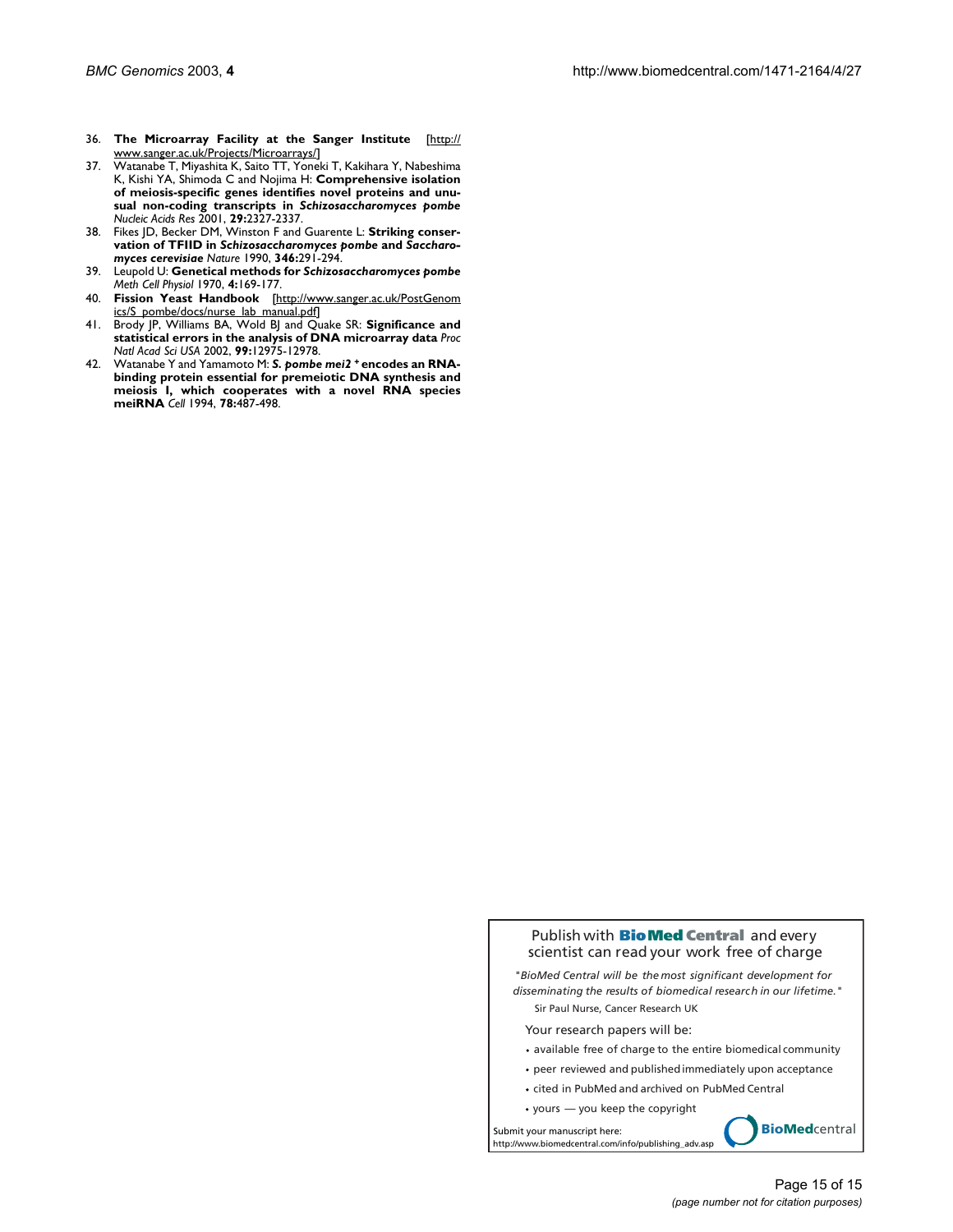36. **The Microarray Facility at the Sanger Institute** [http://www.sanger.ac.uk/Projects/Microarrays/]
37. Watanabe T, Miyashita K, Saito TT, Yoneki T, Kakihara Y, Nabeshima K, Kishi YA, Shimoda C and Nojima H: **Comprehensive isolation of meiosis-specific genes identifies novel proteins and unusual non-coding transcripts in *Schizosaccharomyces pombe*** *Nucleic Acids Res* 2001, **29:**2327-2337.
38. Fikes JD, Becker DM, Winston F and Guarente L: **Striking conservation of TFIID in *Schizosaccharomyces pombe* and *Saccharomyces cerevisiae*** *Nature* 1990, **346:**291-294.
39. Leupold U: **Genetical methods for *Schizosaccharomyces pombe*** *Meth Cell Physiol* 1970, **4:**169-177.
40. **Fission Yeast Handbook** [http://www.sanger.ac.uk/PostGenomics/S_pombe/docs/nurse_lab_manual.pdf]
41. Brody JP, Williams BA, Wold BJ and Quake SR: **Significance and statistical errors in the analysis of DNA microarray data** *Proc Natl Acad Sci USA* 2002, **99:**12975-12978.
42. Watanabe Y and Yamamoto M: ***S. pombe mei2*** **$^{+}$ encodes an RNA-binding protein essential for premeiotic DNA synthesis and meiosis I, which cooperates with a novel RNA species meiRNA** *Cell* 1994, **78:**487-498.

Publish with **BioMed Central** and every scientist can read your work free of charge

*"BioMed Central will be the most significant development for disseminating the results of biomedical research in our lifetime."*

Sir Paul Nurse, Cancer Research UK

Your research papers will be:

- available free of charge to the entire biomedical community
- peer reviewed and published immediately upon acceptance
- cited in PubMed and archived on PubMed Central
- yours — you keep the copyright

Submit your manuscript here:
http://www.biomedcentral.com/info/publishing_adv.asp

**BioMed**central